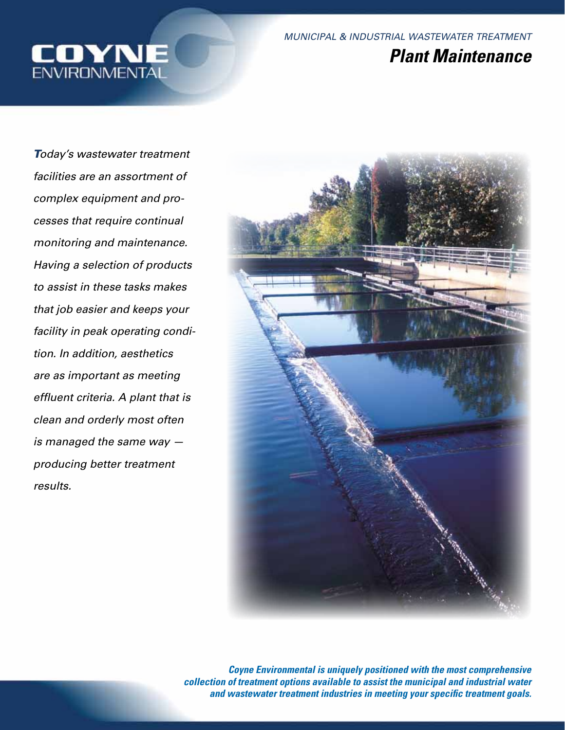COYNE ENVIRONMENTAL

*MUNICIPAL & INDUSTRIAL WASTEWATER TREATMENT*

# *Plant Maintenance*

*Today's wastewater treatment facilities are an assortment of complex equipment and processes that require continual monitoring and maintenance. Having a selection of products to assist in these tasks makes that job easier and keeps your facility in peak operating condition. In addition, aesthetics are as important as meeting effluent criteria. A plant that is clean and orderly most often is managed the same way — producing better treatment results.*

***Coyne Environmental is uniquely positioned with the most comprehensive collection of treatment options available to assist the municipal and industrial water and wastewater treatment industries in meeting your specific treatment goals.***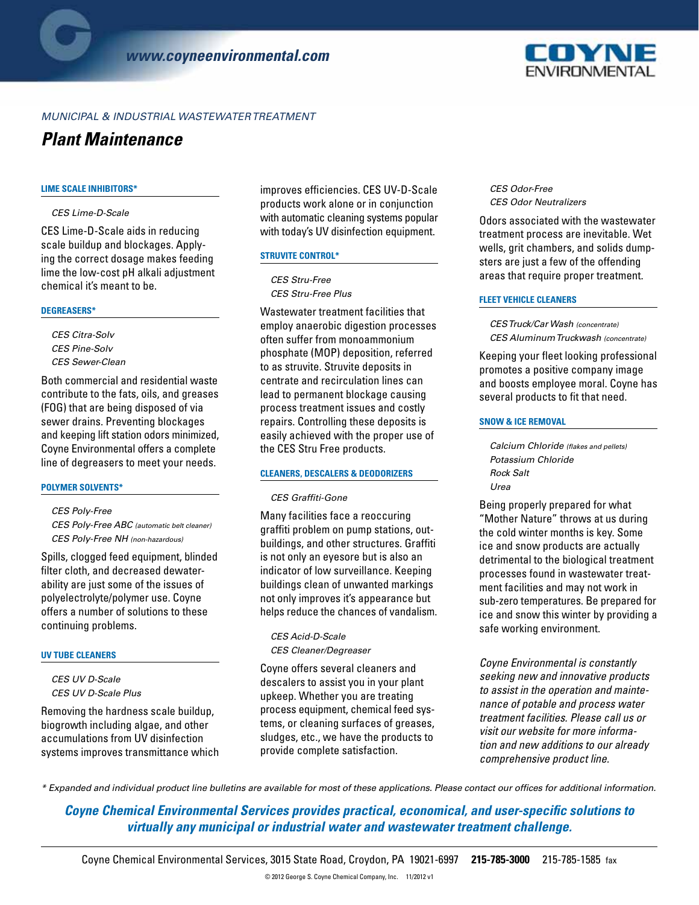www.coyneenvironmental.com

COYNE ENVIRONMENTAL

*MUNICIPAL & INDUSTRIAL WASTEWATER TREATMENT*

# *Plant Maintenance*

### LIME SCALE INHIBITORS*

*CES Lime-D-Scale*

CES Lime-D-Scale aids in reducing scale buildup and blockages. Applying the correct dosage makes feeding lime the low-cost pH alkali adjustment chemical it's meant to be.

### DEGREASERS*

*CES Citra-Solv*
*CES Pine-Solv*
*CES Sewer-Clean*

Both commercial and residential waste contribute to the fats, oils, and greases (FOG) that are being disposed of via sewer drains. Preventing blockages and keeping lift station odors minimized, Coyne Environmental offers a complete line of degreasers to meet your needs.

### POLYMER SOLVENTS*

*CES Poly-Free*
*CES Poly-Free ABC (automatic belt cleaner)*
*CES Poly-Free NH (non-hazardous)*

Spills, clogged feed equipment, blinded filter cloth, and decreased dewaterability are just some of the issues of polyelectrolyte/polymer use. Coyne offers a number of solutions to these continuing problems.

### UV TUBE CLEANERS

*CES UV D-Scale*
*CES UV D-Scale Plus*

Removing the hardness scale buildup, biogrowth including algae, and other accumulations from UV disinfection systems improves transmittance which improves efficiencies. CES UV-D-Scale products work alone or in conjunction with automatic cleaning systems popular with today's UV disinfection equipment.

### STRUVITE CONTROL*

*CES Stru-Free*
*CES Stru-Free Plus*

Wastewater treatment facilities that employ anaerobic digestion processes often suffer from monoammonium phosphate (MOP) deposition, referred to as struvite. Struvite deposits in centrate and recirculation lines can lead to permanent blockage causing process treatment issues and costly repairs. Controlling these deposits is easily achieved with the proper use of the CES Stru Free products.

### CLEANERS, DESCALERS & DEODORIZERS

*CES Graffiti-Gone*

Many facilities face a reoccuring graffiti problem on pump stations, outbuildings, and other structures. Graffiti is not only an eyesore but is also an indicator of low surveillance. Keeping buildings clean of unwanted markings not only improves it's appearance but helps reduce the chances of vandalism.

*CES Acid-D-Scale*
*CES Cleaner/Degreaser*

Coyne offers several cleaners and descalers to assist you in your plant upkeep. Whether you are treating process equipment, chemical feed systems, or cleaning surfaces of greases, sludges, etc., we have the products to provide complete satisfaction.

*CES Odor-Free*
*CES Odor Neutralizers*

Odors associated with the wastewater treatment process are inevitable. Wet wells, grit chambers, and solids dumpsters are just a few of the offending areas that require proper treatment.

### FLEET VEHICLE CLEANERS

*CES Truck/Car Wash (concentrate)*
*CES Aluminum Truckwash (concentrate)*

Keeping your fleet looking professional promotes a positive company image and boosts employee moral. Coyne has several products to fit that need.

### SNOW & ICE REMOVAL

*Calcium Chloride (flakes and pellets)*
*Potassium Chloride*
*Rock Salt*
*Urea*

Being properly prepared for what "Mother Nature" throws at us during the cold winter months is key. Some ice and snow products are actually detrimental to the biological treatment processes found in wastewater treatment facilities and may not work in sub-zero temperatures. Be prepared for ice and snow this winter by providing a safe working environment.

*Coyne Environmental is constantly seeking new and innovative products to assist in the operation and maintenance of potable and process water treatment facilities. Please call us or visit our website for more information and new additions to our already comprehensive product line.*

*\* Expanded and individual product line bulletins are available for most of these applications. Please contact our offices for additional information.*

***Coyne Chemical Environmental Services provides practical, economical, and user-specific solutions to virtually any municipal or industrial water and wastewater treatment challenge.***

Coyne Chemical Environmental Services, 3015 State Road, Croydon, PA 19021-6997 **215-785-3000** 215-785-1585 fax

© 2012 George S. Coyne Chemical Company, Inc. 11/2012 v1